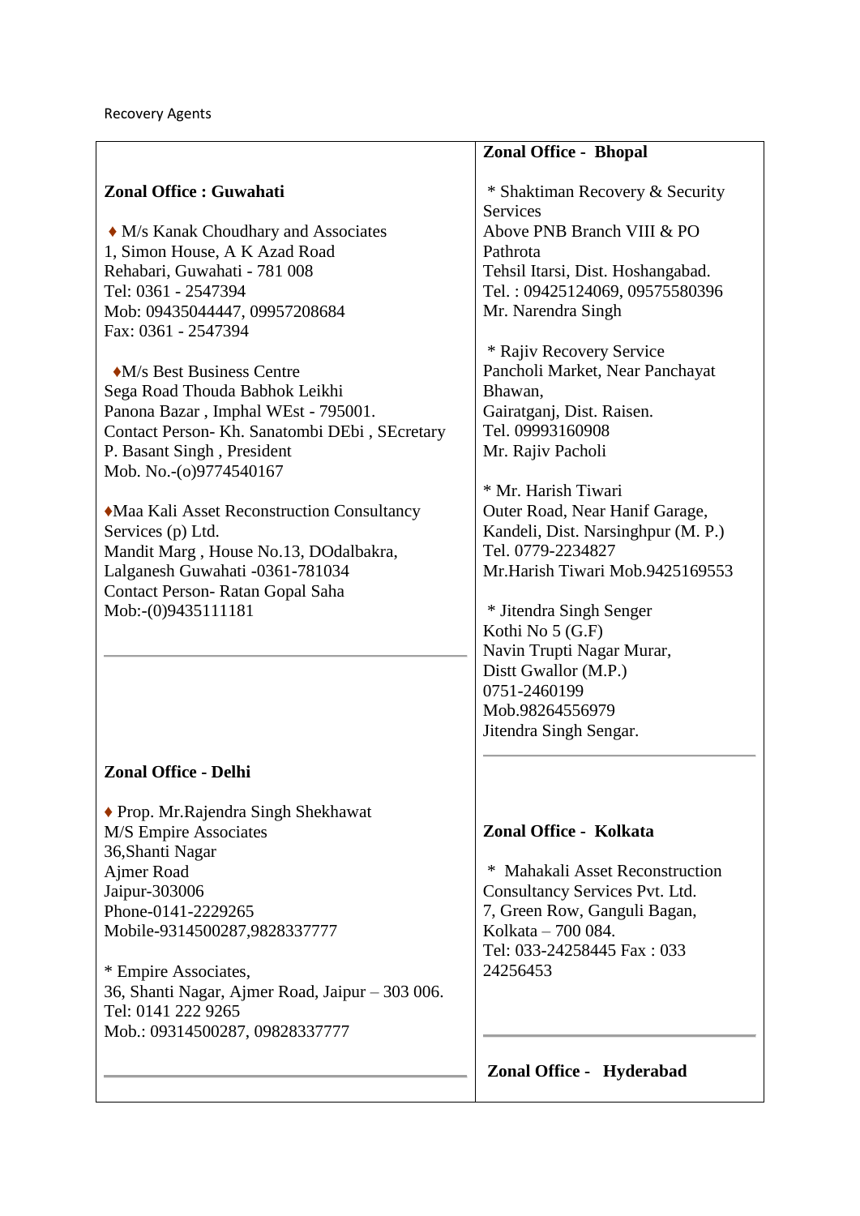Recovery Agents

## Zonal Office : Guwahati

♦ M/s Kanak Choudhary and Associates
1, Simon House, A K Azad Road
Rehabari, Guwahati - 781 008
Tel: 0361 - 2547394
Mob: 09435044447, 09957208684
Fax: 0361 - 2547394

♦M/s Best Business Centre
Sega Road Thouda Babhok Leikhi
Panona Bazar , Imphal WEst - 795001.
Contact Person- Kh. Sanatombi DEbi , SEcretary
P. Basant Singh , President
Mob. No.-(o)9774540167

♦Maa Kali Asset Reconstruction Consultancy Services (p) Ltd.
Mandit Marg , House No.13, DOdalbakra,
Lalganesh Guwahati -0361-781034
Contact Person- Ratan Gopal Saha
Mob:-(0)9435111181

---

## Zonal Office - Delhi

♦ Prop. Mr.Rajendra Singh Shekhawat
M/S Empire Associates
36,Shanti Nagar
Ajmer Road
Jaipur-303006
Phone-0141-2229265
Mobile-9314500287,9828337777

* Empire Associates,
36, Shanti Nagar, Ajmer Road, Jaipur – 303 006.
Tel: 0141 222 9265
Mob.: 09314500287, 09828337777

---

## Zonal Office - Bhopal

* Shaktiman Recovery & Security Services
Above PNB Branch VIII & PO Pathrota
Tehsil Itarsi, Dist. Hoshangabad.
Tel. : 09425124069, 09575580396
Mr. Narendra Singh

* Rajiv Recovery Service
Pancholi Market, Near Panchayat Bhawan,
Gairatganj, Dist. Raisen.
Tel. 09993160908
Mr. Rajiv Pacholi

* Mr. Harish Tiwari
Outer Road, Near Hanif Garage,
Kandeli, Dist. Narsinghpur (M. P.)
Tel. 0779-2234827
Mr.Harish Tiwari Mob.9425169553

* Jitendra Singh Senger
Kothi No 5 (G.F)
Navin Trupti Nagar Murar,
Distt Gwallor (M.P.)
0751-2460199
Mob.98264556979
Jitendra Singh Sengar.

---

## Zonal Office - Kolkata

* Mahakali Asset Reconstruction Consultancy Services Pvt. Ltd.
7, Green Row, Ganguli Bagan,
Kolkata – 700 084.
Tel: 033-24258445 Fax : 033 24256453

---

## Zonal Office - Hyderabad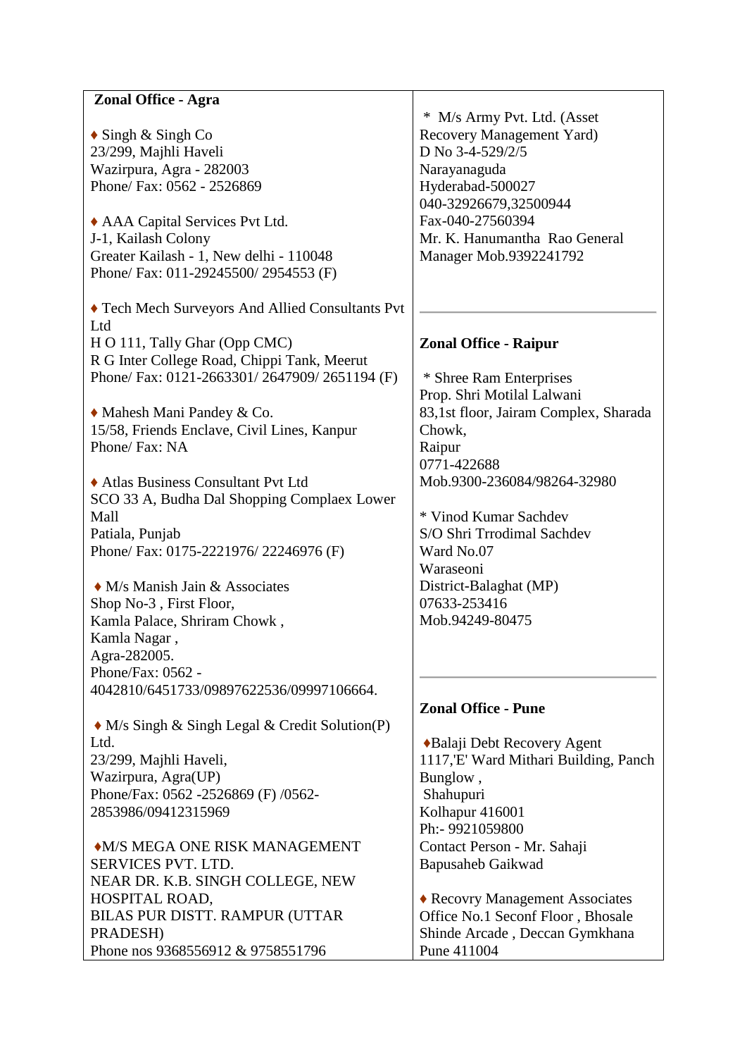**Zonal Office - Agra**

♦ Singh & Singh Co
23/299, Majhli Haveli
Wazirpura, Agra - 282003
Phone/ Fax: 0562 - 2526869

♦ AAA Capital Services Pvt Ltd.
J-1, Kailash Colony
Greater Kailash - 1, New delhi - 110048
Phone/ Fax: 011-29245500/ 2954553 (F)

♦ Tech Mech Surveyors And Allied Consultants Pvt Ltd
H O 111, Tally Ghar (Opp CMC)
R G Inter College Road, Chippi Tank, Meerut
Phone/ Fax: 0121-2663301/ 2647909/ 2651194 (F)

♦ Mahesh Mani Pandey & Co.
15/58, Friends Enclave, Civil Lines, Kanpur
Phone/ Fax: NA

♦ Atlas Business Consultant Pvt Ltd
SCO 33 A, Budha Dal Shopping Complaex Lower Mall
Patiala, Punjab
Phone/ Fax: 0175-2221976/ 22246976 (F)

♦ M/s Manish Jain & Associates
Shop No-3 , First Floor,
Kamla Palace, Shriram Chowk ,
Kamla Nagar ,
Agra-282005.
Phone/Fax: 0562 - 4042810/6451733/09897622536/09997106664.

♦ M/s Singh & Singh Legal & Credit Solution(P) Ltd.
23/299, Majhli Haveli,
Wazirpura, Agra(UP)
Phone/Fax: 0562 -2526869 (F) /0562-2853986/09412315969

♦M/S MEGA ONE RISK MANAGEMENT SERVICES PVT. LTD.
NEAR DR. K.B. SINGH COLLEGE, NEW HOSPITAL ROAD,
BILAS PUR DISTT. RAMPUR (UTTAR PRADESH)
Phone nos 9368556912 & 9758551796

\* M/s Army Pvt. Ltd. (Asset Recovery Management Yard)
D No 3-4-529/2/5
Narayanaguda
Hyderabad-500027
040-32926679,32500944
Fax-040-27560394
Mr. K. Hanumantha Rao General Manager Mob.9392241792

---

**Zonal Office - Raipur**

\* Shree Ram Enterprises
Prop. Shri Motilal Lalwani
83,1st floor, Jairam Complex, Sharada Chowk,
Raipur
0771-422688
Mob.9300-236084/98264-32980

\* Vinod Kumar Sachdev
S/O Shri Trrodimal Sachdev
Ward No.07
Waraseoni
District-Balaghat (MP)
07633-253416
Mob.94249-80475

---

**Zonal Office - Pune**

♦Balaji Debt Recovery Agent
1117,'E' Ward Mithari Building, Panch Bunglow ,
Shahupuri
Kolhapur 416001
Ph:- 9921059800
Contact Person - Mr. Sahaji Bapusaheb Gaikwad

♦ Recovry Management Associates
Office No.1 Seconf Floor , Bhosale Shinde Arcade , Deccan Gymkhana
Pune 411004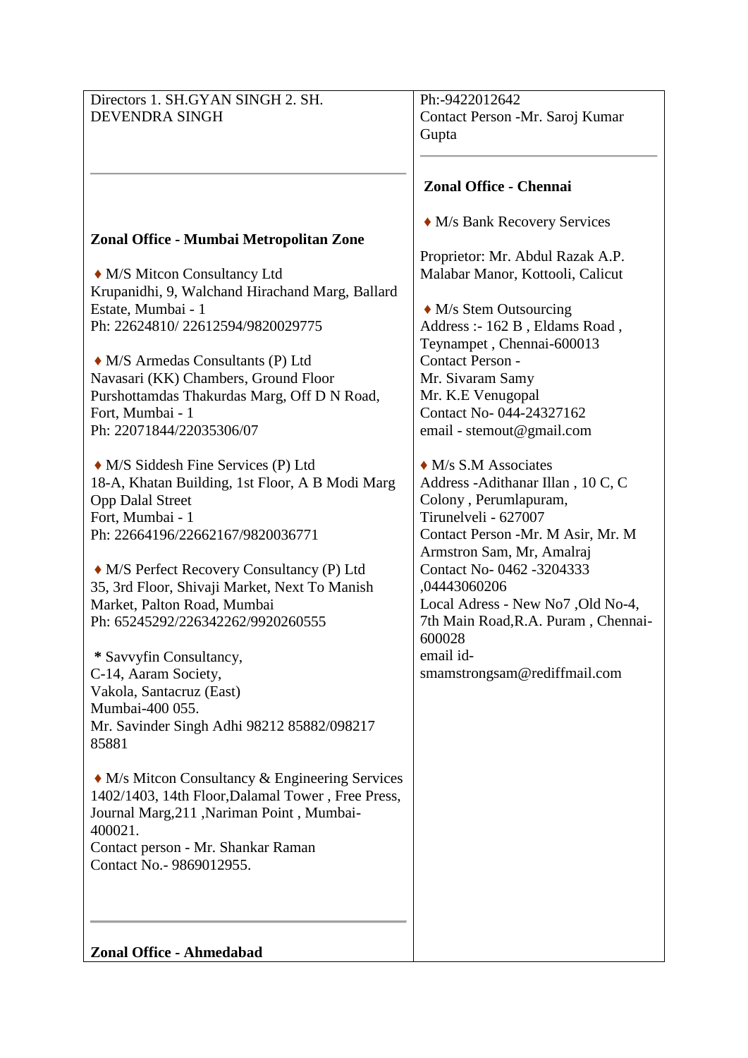Directors 1. SH.GYAN SINGH 2. SH. DEVENDRA SINGH

---

**Zonal Office - Mumbai Metropolitan Zone**

♦ M/S Mitcon Consultancy Ltd
Krupanidhi, 9, Walchand Hirachand Marg, Ballard Estate, Mumbai - 1
Ph: 22624810/ 22612594/9820029775

♦ M/S Armedas Consultants (P) Ltd
Navasari (KK) Chambers, Ground Floor
Purshottamdas Thakurdas Marg, Off D N Road, Fort, Mumbai - 1
Ph: 22071844/22035306/07

♦ M/S Siddesh Fine Services (P) Ltd
18-A, Khatan Building, 1st Floor, A B Modi Marg
Opp Dalal Street
Fort, Mumbai - 1
Ph: 22664196/22662167/9820036771

♦ M/S Perfect Recovery Consultancy (P) Ltd
35, 3rd Floor, Shivaji Market, Next To Manish Market, Palton Road, Mumbai
Ph: 65245292/226342262/9920260555

* Savvyfin Consultancy,
C-14, Aaram Society,
Vakola, Santacruz (East)
Mumbai-400 055.
Mr. Savinder Singh Adhi 98212 85882/098217 85881

♦ M/s Mitcon Consultancy & Engineering Services
1402/1403, 14th Floor,Dalamal Tower , Free Press, Journal Marg,211 ,Nariman Point , Mumbai-400021.
Contact person - Mr. Shankar Raman
Contact No.- 9869012955.

---

**Zonal Office - Ahmedabad**

Ph:-9422012642
Contact Person -Mr. Saroj Kumar Gupta

---

**Zonal Office - Chennai**

♦ M/s Bank Recovery Services

Proprietor: Mr. Abdul Razak A.P.
Malabar Manor, Kottooli, Calicut

♦ M/s Stem Outsourcing
Address :- 162 B , Eldams Road , Teynampet , Chennai-600013
Contact Person -
Mr. Sivaram Samy
Mr. K.E Venugopal
Contact No- 044-24327162
email - stemout@gmail.com

♦ M/s S.M Associates
Address -Adithanar Illan , 10 C, C Colony , Perumlapuram,
Tirunelveli - 627007
Contact Person -Mr. M Asir, Mr. M Armstron Sam, Mr, Amalraj
Contact No- 0462 -3204333 ,04443060206
Local Adress - New No7 ,Old No-4, 7th Main Road,R.A. Puram , Chennai-600028
email id-
smamstrongsam@rediffmail.com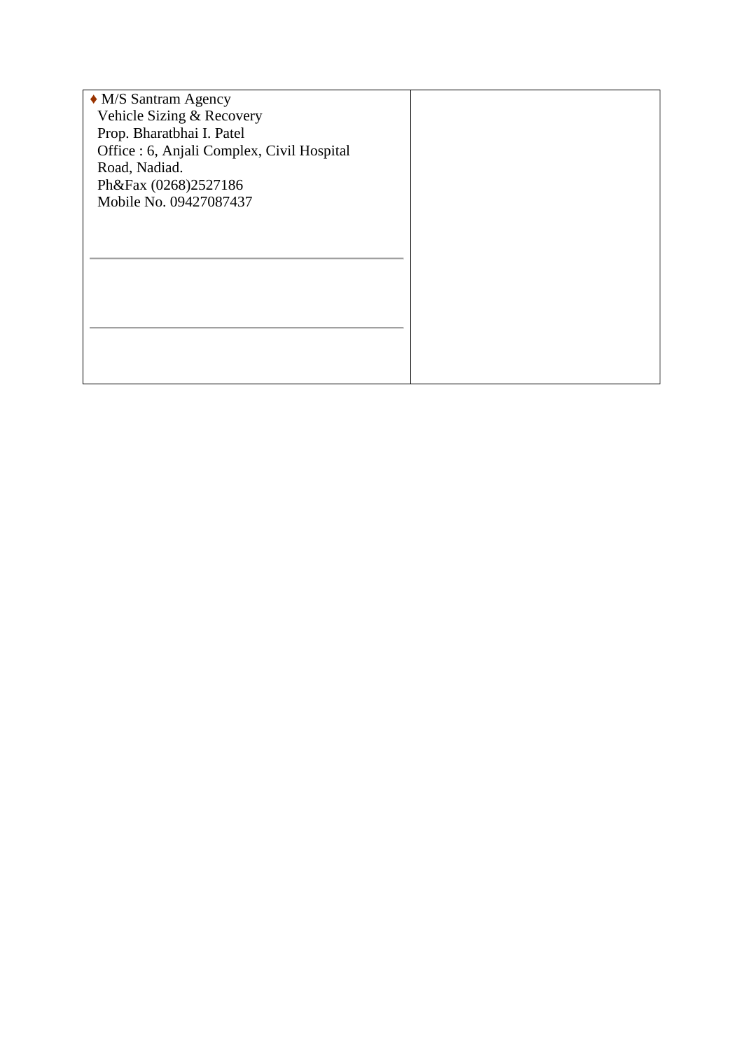| | |
|---|---|
| ♦ M/S Santram Agency<br>Vehicle Sizing & Recovery<br>Prop. Bharatbhai I. Patel<br>Office : 6, Anjali Complex, Civil Hospital Road, Nadiad.<br>Ph&Fax (0268)2527186<br>Mobile No. 09427087437 | |